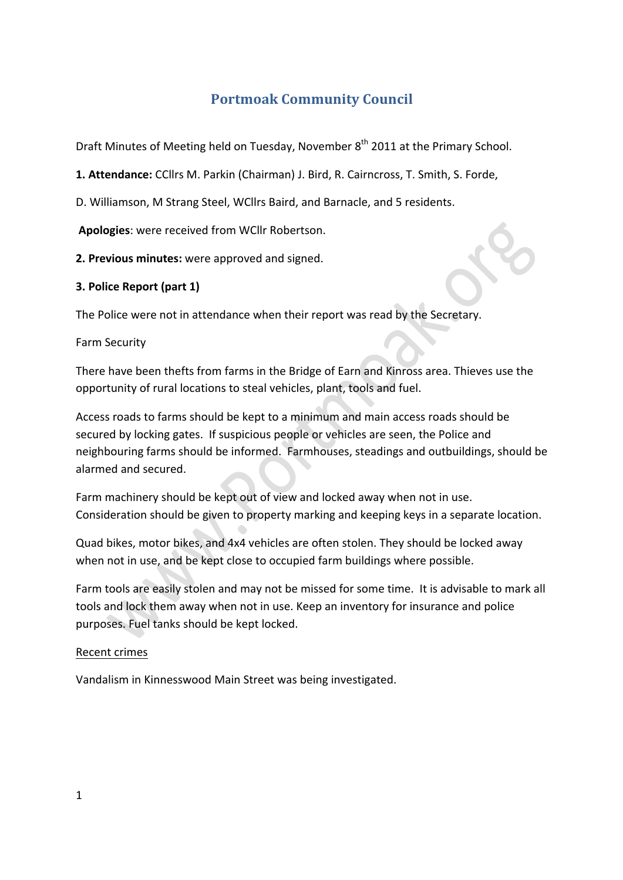# Portmoak Community Council

Draft Minutes of Meeting held on Tuesday, November 8th 2011 at the Primary School.

**1. Attendance:** CCllrs M. Parkin (Chairman) J. Bird, R. Cairncross, T. Smith, S. Forde, D. Williamson, M Strang Steel, WCllrs Baird, and Barnacle, and 5 residents.

**Apologies**: were received from WCllr Robertson.

**2. Previous minutes:** were approved and signed.

**3. Police Report (part 1)**

The Police were not in attendance when their report was read by the Secretary.

Farm Security

There have been thefts from farms in the Bridge of Earn and Kinross area. Thieves use the opportunity of rural locations to steal vehicles, plant, tools and fuel.

Access roads to farms should be kept to a minimum and main access roads should be secured by locking gates. If suspicious people or vehicles are seen, the Police and neighbouring farms should be informed. Farmhouses, steadings and outbuildings, should be alarmed and secured.

Farm machinery should be kept out of view and locked away when not in use. Consideration should be given to property marking and keeping keys in a separate location.

Quad bikes, motor bikes, and 4x4 vehicles are often stolen. They should be locked away when not in use, and be kept close to occupied farm buildings where possible.

Farm tools are easily stolen and may not be missed for some time. It is advisable to mark all tools and lock them away when not in use. Keep an inventory for insurance and police purposes. Fuel tanks should be kept locked.

<u>Recent crimes</u>

Vandalism in Kinnesswood Main Street was being investigated.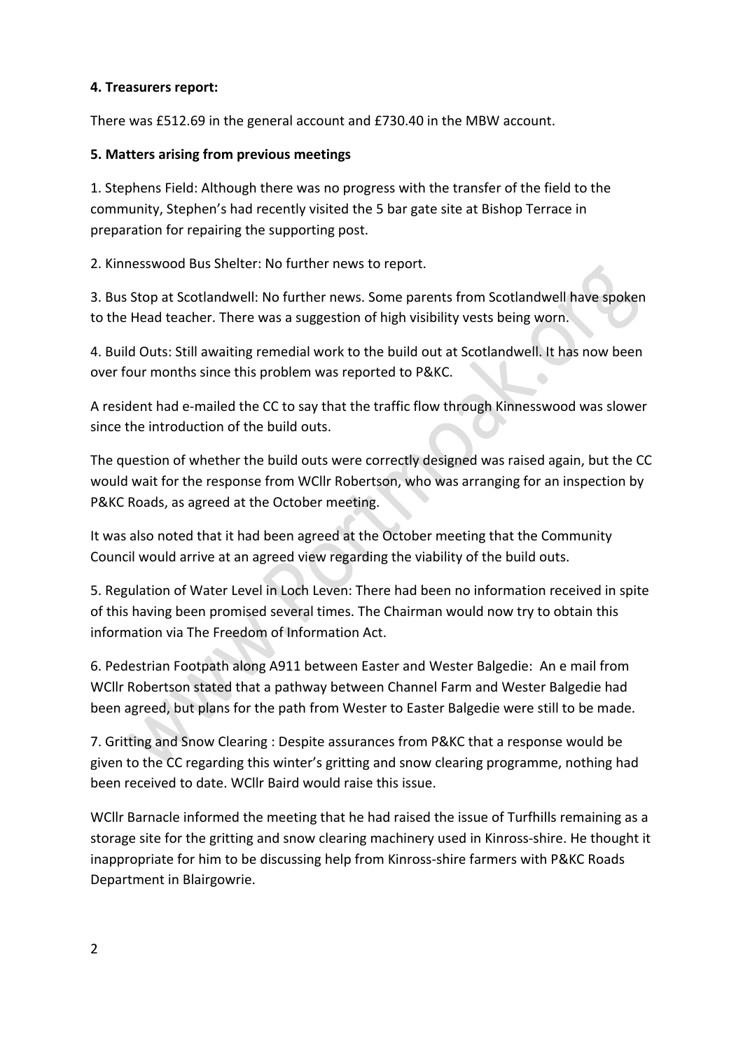**4. Treasurers report:**

There was £512.69 in the general account and £730.40 in the MBW account.

**5. Matters arising from previous meetings**

1. Stephens Field: Although there was no progress with the transfer of the field to the community, Stephen's had recently visited the 5 bar gate site at Bishop Terrace in preparation for repairing the supporting post.

2. Kinnesswood Bus Shelter: No further news to report.

3. Bus Stop at Scotlandwell: No further news. Some parents from Scotlandwell have spoken to the Head teacher. There was a suggestion of high visibility vests being worn.

4. Build Outs: Still awaiting remedial work to the build out at Scotlandwell. It has now been over four months since this problem was reported to P&KC.

A resident had e-mailed the CC to say that the traffic flow through Kinnesswood was slower since the introduction of the build outs.

The question of whether the build outs were correctly designed was raised again, but the CC would wait for the response from WCllr Robertson, who was arranging for an inspection by P&KC Roads, as agreed at the October meeting.

It was also noted that it had been agreed at the October meeting that the Community Council would arrive at an agreed view regarding the viability of the build outs.

5. Regulation of Water Level in Loch Leven: There had been no information received in spite of this having been promised several times. The Chairman would now try to obtain this information via The Freedom of Information Act.

6. Pedestrian Footpath along A911 between Easter and Wester Balgedie: An e mail from WCllr Robertson stated that a pathway between Channel Farm and Wester Balgedie had been agreed, but plans for the path from Wester to Easter Balgedie were still to be made.

7. Gritting and Snow Clearing : Despite assurances from P&KC that a response would be given to the CC regarding this winter's gritting and snow clearing programme, nothing had been received to date. WCllr Baird would raise this issue.

WCllr Barnacle informed the meeting that he had raised the issue of Turfhills remaining as a storage site for the gritting and snow clearing machinery used in Kinross-shire. He thought it inappropriate for him to be discussing help from Kinross-shire farmers with P&KC Roads Department in Blairgowrie.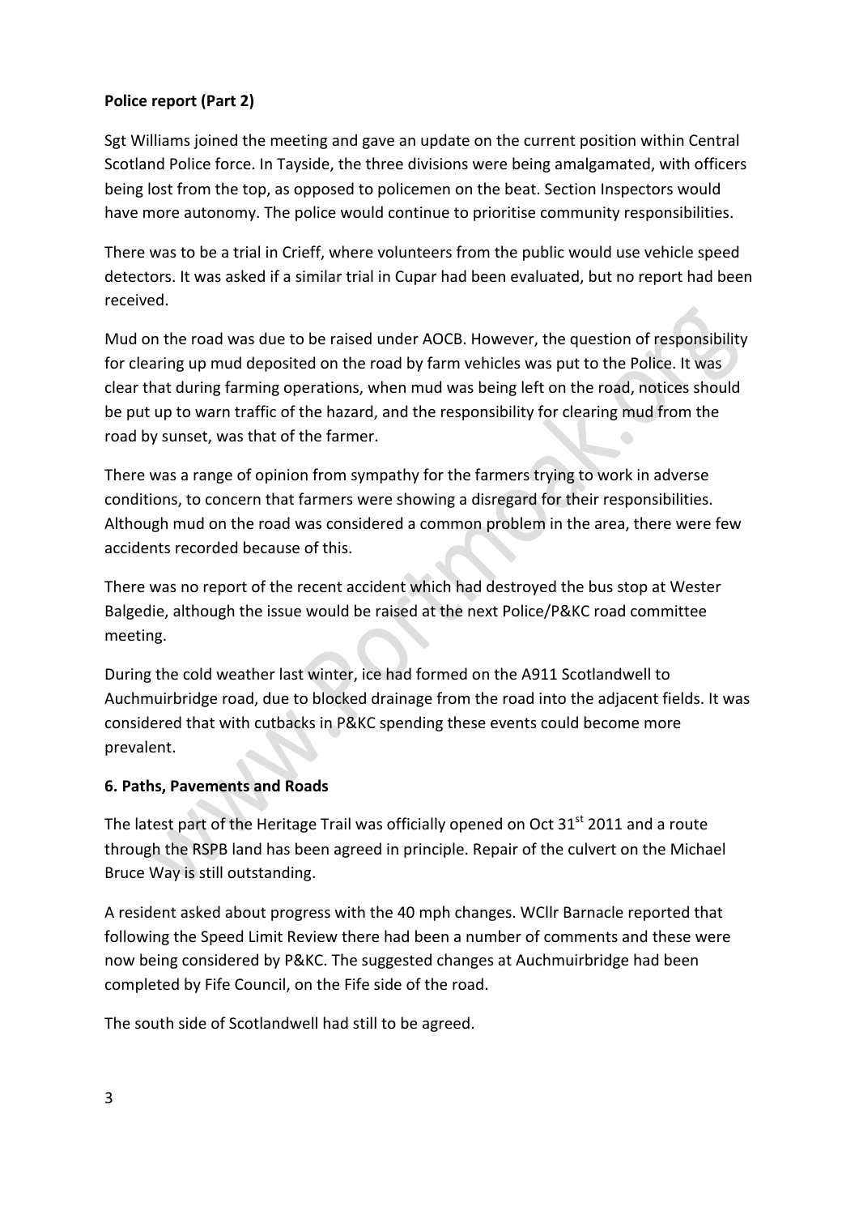**Police report (Part 2)**

Sgt Williams joined the meeting and gave an update on the current position within Central Scotland Police force. In Tayside, the three divisions were being amalgamated, with officers being lost from the top, as opposed to policemen on the beat. Section Inspectors would have more autonomy. The police would continue to prioritise community responsibilities.

There was to be a trial in Crieff, where volunteers from the public would use vehicle speed detectors. It was asked if a similar trial in Cupar had been evaluated, but no report had been received.

Mud on the road was due to be raised under AOCB. However, the question of responsibility for clearing up mud deposited on the road by farm vehicles was put to the Police. It was clear that during farming operations, when mud was being left on the road, notices should be put up to warn traffic of the hazard, and the responsibility for clearing mud from the road by sunset, was that of the farmer.

There was a range of opinion from sympathy for the farmers trying to work in adverse conditions, to concern that farmers were showing a disregard for their responsibilities. Although mud on the road was considered a common problem in the area, there were few accidents recorded because of this.

There was no report of the recent accident which had destroyed the bus stop at Wester Balgedie, although the issue would be raised at the next Police/P&KC road committee meeting.

During the cold weather last winter, ice had formed on the A911 Scotlandwell to Auchmuirbridge road, due to blocked drainage from the road into the adjacent fields. It was considered that with cutbacks in P&KC spending these events could become more prevalent.

**6. Paths, Pavements and Roads**

The latest part of the Heritage Trail was officially opened on Oct 31st 2011 and a route through the RSPB land has been agreed in principle. Repair of the culvert on the Michael Bruce Way is still outstanding.

A resident asked about progress with the 40 mph changes. WCllr Barnacle reported that following the Speed Limit Review there had been a number of comments and these were now being considered by P&KC. The suggested changes at Auchmuirbridge had been completed by Fife Council, on the Fife side of the road.

The south side of Scotlandwell had still to be agreed.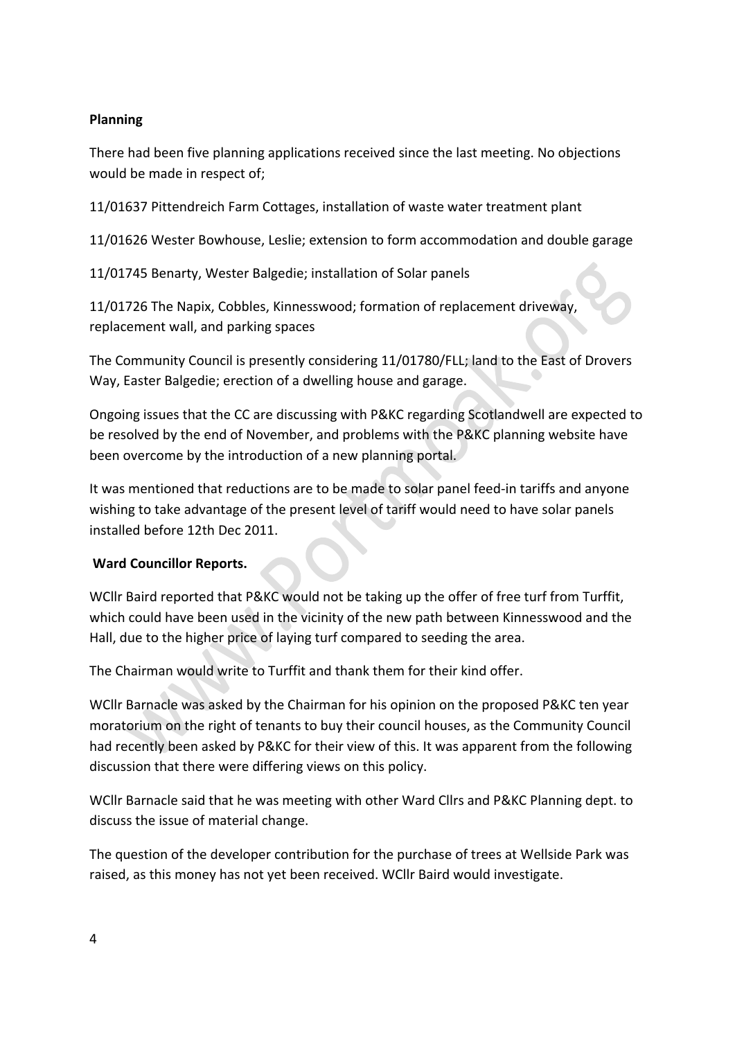**Planning**

There had been five planning applications received since the last meeting. No objections would be made in respect of;

11/01637 Pittendreich Farm Cottages, installation of waste water treatment plant

11/01626 Wester Bowhouse, Leslie; extension to form accommodation and double garage

11/01745 Benarty, Wester Balgedie; installation of Solar panels

11/01726 The Napix, Cobbles, Kinnesswood; formation of replacement driveway, replacement wall, and parking spaces

The Community Council is presently considering 11/01780/FLL; land to the East of Drovers Way, Easter Balgedie; erection of a dwelling house and garage.

Ongoing issues that the CC are discussing with P&KC regarding Scotlandwell are expected to be resolved by the end of November, and problems with the P&KC planning website have been overcome by the introduction of a new planning portal.

It was mentioned that reductions are to be made to solar panel feed-in tariffs and anyone wishing to take advantage of the present level of tariff would need to have solar panels installed before 12th Dec 2011.

**Ward Councillor Reports.**

WCllr Baird reported that P&KC would not be taking up the offer of free turf from Turffit, which could have been used in the vicinity of the new path between Kinnesswood and the Hall, due to the higher price of laying turf compared to seeding the area.

The Chairman would write to Turffit and thank them for their kind offer.

WCllr Barnacle was asked by the Chairman for his opinion on the proposed P&KC ten year moratorium on the right of tenants to buy their council houses, as the Community Council had recently been asked by P&KC for their view of this. It was apparent from the following discussion that there were differing views on this policy.

WCllr Barnacle said that he was meeting with other Ward Cllrs and P&KC Planning dept. to discuss the issue of material change.

The question of the developer contribution for the purchase of trees at Wellside Park was raised, as this money has not yet been received. WCllr Baird would investigate.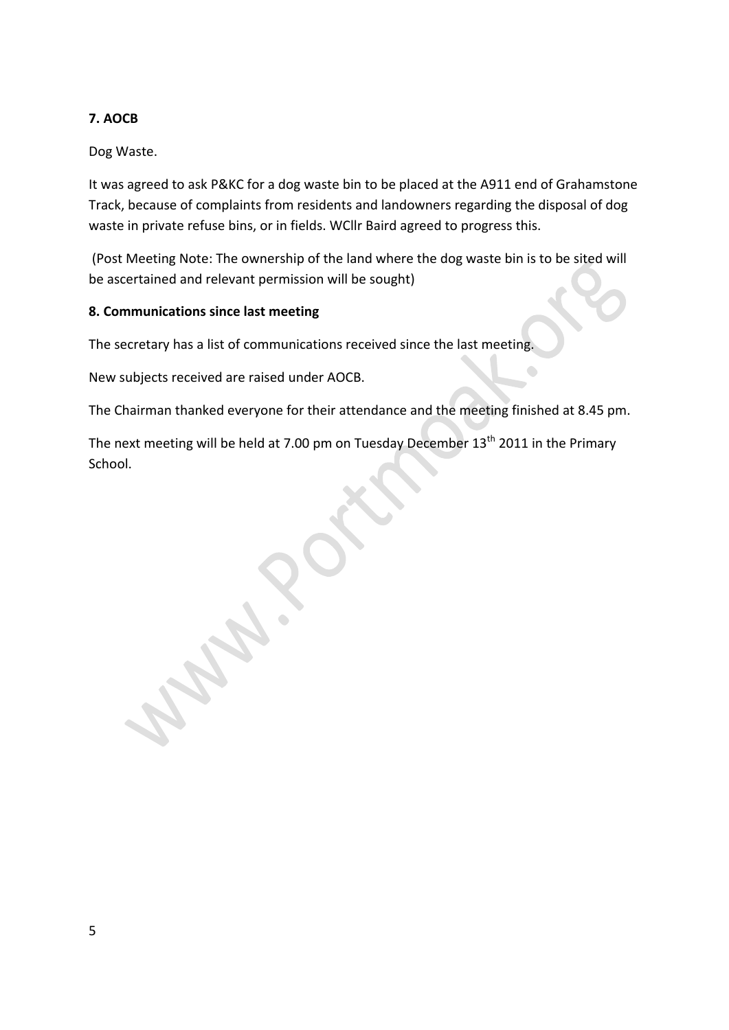**7. AOCB**

Dog Waste.

It was agreed to ask P&KC for a dog waste bin to be placed at the A911 end of Grahamstone Track, because of complaints from residents and landowners regarding the disposal of dog waste in private refuse bins, or in fields. WCllr Baird agreed to progress this.

(Post Meeting Note: The ownership of the land where the dog waste bin is to be sited will be ascertained and relevant permission will be sought)

**8. Communications since last meeting**

The secretary has a list of communications received since the last meeting.

New subjects received are raised under AOCB.

The Chairman thanked everyone for their attendance and the meeting finished at 8.45 pm.

The next meeting will be held at 7.00 pm on Tuesday December 13th 2011 in the Primary School.